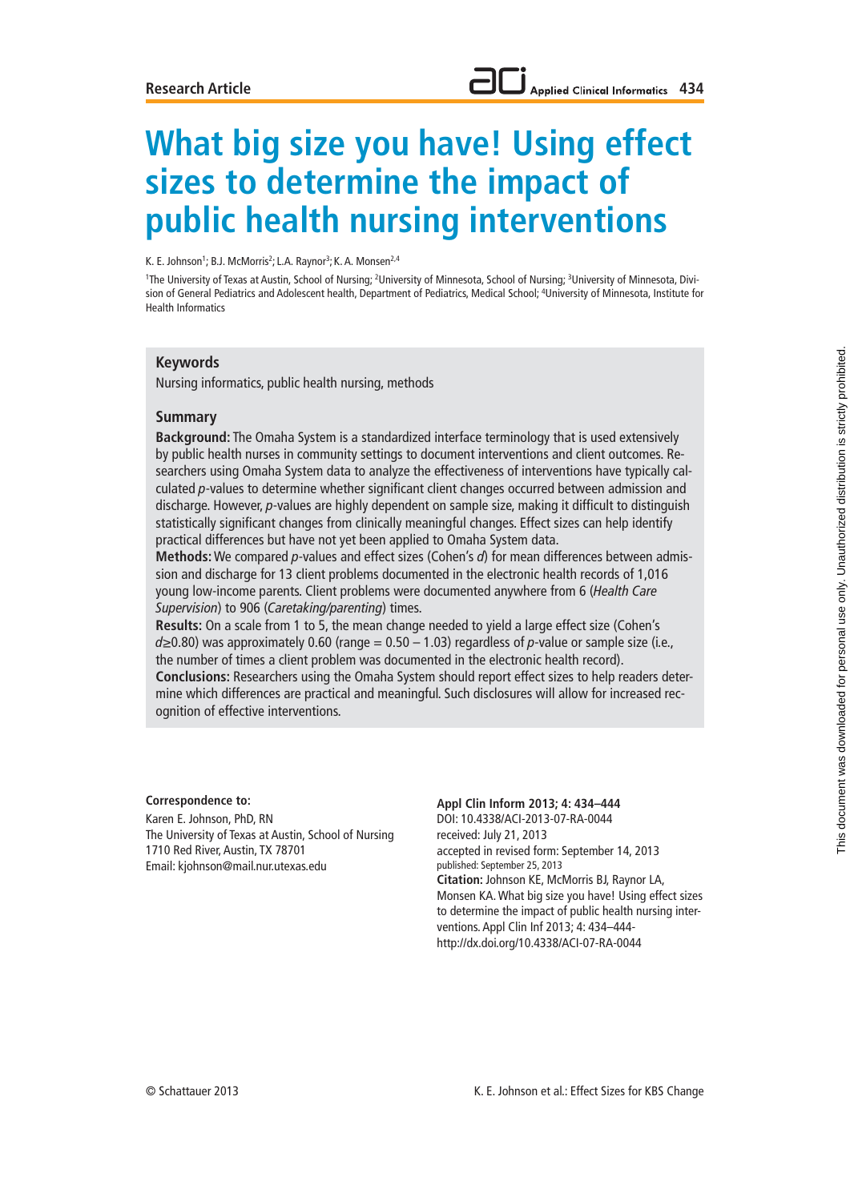Research Article

# What big size you have! Using effect sizes to determine the impact of public health nursing interventions

K. E. Johnson[1]; B.J. McMorris[2]; L.A. Raynor[3]; K. A. Monsen[2,4]

[1]The University of Texas at Austin, School of Nursing; [2]University of Minnesota, School of Nursing; [3]University of Minnesota, Division of General Pediatrics and Adolescent health, Department of Pediatrics, Medical School; [4]University of Minnesota, Institute for Health Informatics

## Keywords

Nursing informatics, public health nursing, methods

## Summary

**Background:** The Omaha System is a standardized interface terminology that is used extensively by public health nurses in community settings to document interventions and client outcomes. Researchers using Omaha System data to analyze the effectiveness of interventions have typically calculated *p*-values to determine whether significant client changes occurred between admission and discharge. However, *p*-values are highly dependent on sample size, making it difficult to distinguish statistically significant changes from clinically meaningful changes. Effect sizes can help identify practical differences but have not yet been applied to Omaha System data.

**Methods:** We compared *p*-values and effect sizes (Cohen's *d*) for mean differences between admission and discharge for 13 client problems documented in the electronic health records of 1,016 young low-income parents. Client problems were documented anywhere from 6 (*Health Care Supervision*) to 906 (*Caretaking/parenting*) times.

**Results:** On a scale from 1 to 5, the mean change needed to yield a large effect size (Cohen's $d \geq 0.80$) was approximately 0.60 (range = 0.50 – 1.03) regardless of *p*-value or sample size (i.e., the number of times a client problem was documented in the electronic health record).

**Conclusions:** Researchers using the Omaha System should report effect sizes to help readers determine which differences are practical and meaningful. Such disclosures will allow for increased recognition of effective interventions.

**Correspondence to:**
Karen E. Johnson, PhD, RN
The University of Texas at Austin, School of Nursing
1710 Red River, Austin, TX 78701
Email: kjohnson@mail.nur.utexas.edu

**Appl Clin Inform 2013; 4: 434–444**
DOI: 10.4338/ACI-2013-07-RA-0044
received: July 21, 2013
accepted in revised form: September 14, 2013
published: September 25, 2013
**Citation:** Johnson KE, McMorris BJ, Raynor LA, Monsen KA. What big size you have! Using effect sizes to determine the impact of public health nursing interventions. Appl Clin Inf 2013; 4: 434–444
http://dx.doi.org/10.4338/ACI-07-RA-0044

© Schattauer 2013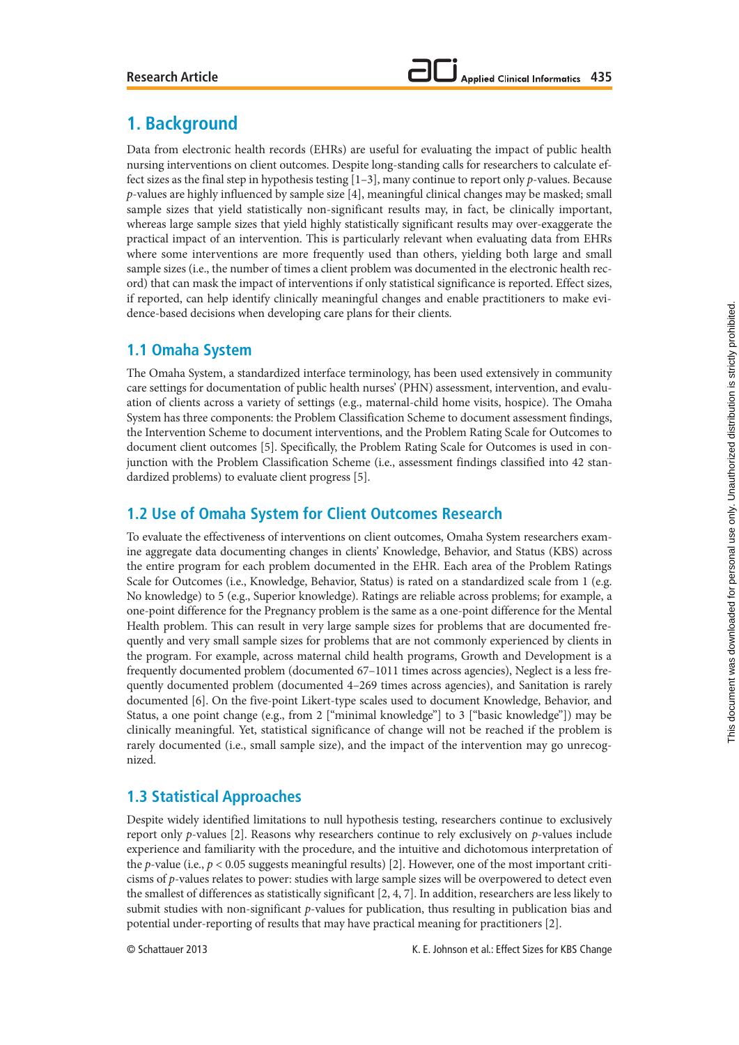## 1. Background

Data from electronic health records (EHRs) are useful for evaluating the impact of public health nursing interventions on client outcomes. Despite long-standing calls for researchers to calculate effect sizes as the final step in hypothesis testing [1–3], many continue to report only *p*-values. Because *p*-values are highly influenced by sample size [4], meaningful clinical changes may be masked; small sample sizes that yield statistically non-significant results may, in fact, be clinically important, whereas large sample sizes that yield highly statistically significant results may over-exaggerate the practical impact of an intervention. This is particularly relevant when evaluating data from EHRs where some interventions are more frequently used than others, yielding both large and small sample sizes (i.e., the number of times a client problem was documented in the electronic health record) that can mask the impact of interventions if only statistical significance is reported. Effect sizes, if reported, can help identify clinically meaningful changes and enable practitioners to make evidence-based decisions when developing care plans for their clients.

### 1.1 Omaha System

The Omaha System, a standardized interface terminology, has been used extensively in community care settings for documentation of public health nurses' (PHN) assessment, intervention, and evaluation of clients across a variety of settings (e.g., maternal-child home visits, hospice). The Omaha System has three components: the Problem Classification Scheme to document assessment findings, the Intervention Scheme to document interventions, and the Problem Rating Scale for Outcomes to document client outcomes [5]. Specifically, the Problem Rating Scale for Outcomes is used in conjunction with the Problem Classification Scheme (i.e., assessment findings classified into 42 standardized problems) to evaluate client progress [5].

### 1.2 Use of Omaha System for Client Outcomes Research

To evaluate the effectiveness of interventions on client outcomes, Omaha System researchers examine aggregate data documenting changes in clients' Knowledge, Behavior, and Status (KBS) across the entire program for each problem documented in the EHR. Each area of the Problem Ratings Scale for Outcomes (i.e., Knowledge, Behavior, Status) is rated on a standardized scale from 1 (e.g. No knowledge) to 5 (e.g., Superior knowledge). Ratings are reliable across problems; for example, a one-point difference for the Pregnancy problem is the same as a one-point difference for the Mental Health problem. This can result in very large sample sizes for problems that are documented frequently and very small sample sizes for problems that are not commonly experienced by clients in the program. For example, across maternal child health programs, Growth and Development is a frequently documented problem (documented 67–1011 times across agencies), Neglect is a less frequently documented problem (documented 4–269 times across agencies), and Sanitation is rarely documented [6]. On the five-point Likert-type scales used to document Knowledge, Behavior, and Status, a one point change (e.g., from 2 ["minimal knowledge"] to 3 ["basic knowledge"]) may be clinically meaningful. Yet, statistical significance of change will not be reached if the problem is rarely documented (i.e., small sample size), and the impact of the intervention may go unrecognized.

### 1.3 Statistical Approaches

Despite widely identified limitations to null hypothesis testing, researchers continue to exclusively report only *p*-values [2]. Reasons why researchers continue to rely exclusively on *p*-values include experience and familiarity with the procedure, and the intuitive and dichotomous interpretation of the *p*-value (i.e., $p < 0.05$ suggests meaningful results) [2]. However, one of the most important criticisms of *p*-values relates to power: studies with large sample sizes will be overpowered to detect even the smallest of differences as statistically significant [2, 4, 7]. In addition, researchers are less likely to submit studies with non-significant *p*-values for publication, thus resulting in publication bias and potential under-reporting of results that may have practical meaning for practitioners [2].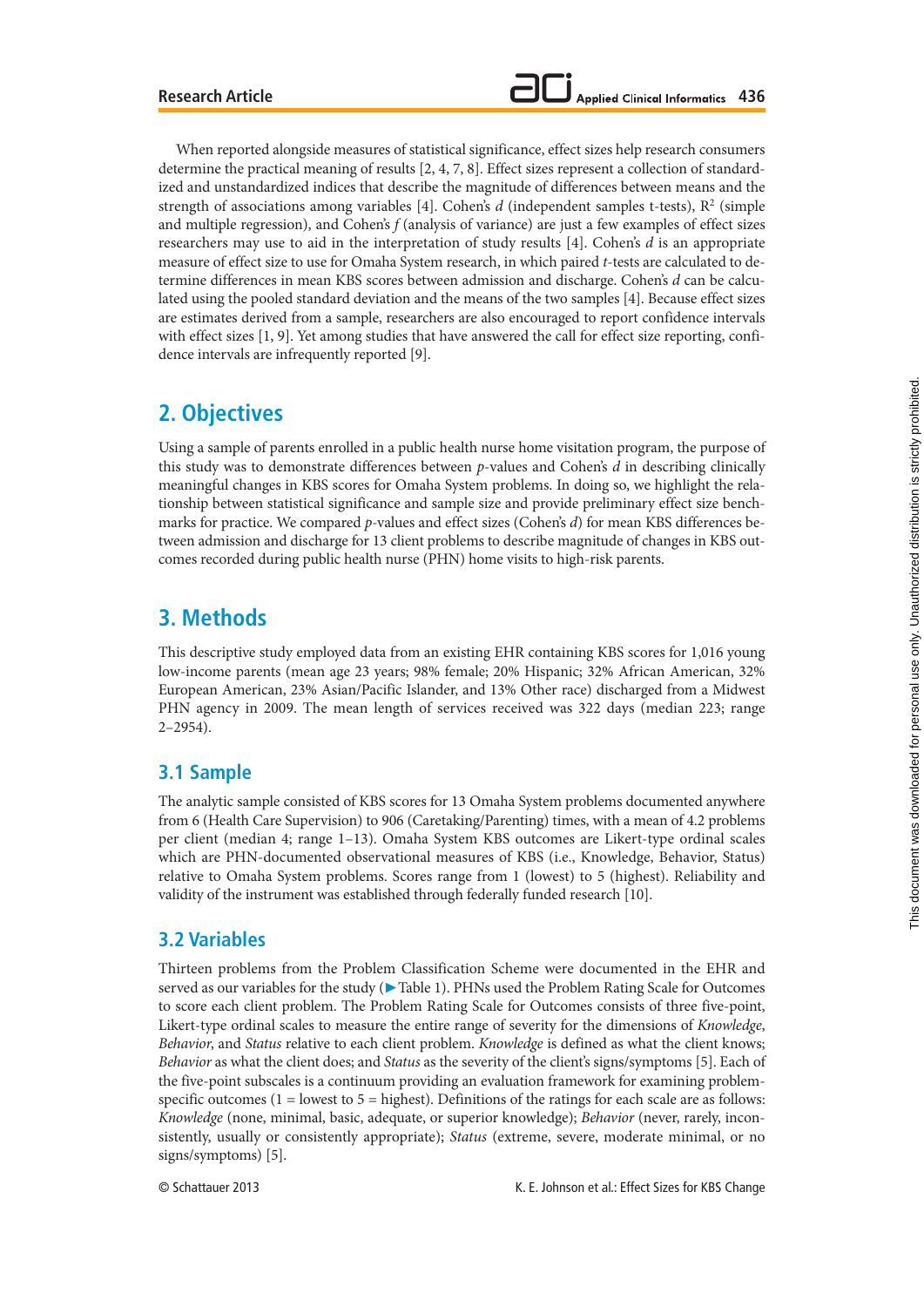When reported alongside measures of statistical significance, effect sizes help research consumers determine the practical meaning of results [2, 4, 7, 8]. Effect sizes represent a collection of standardized and unstandardized indices that describe the magnitude of differences between means and the strength of associations among variables [4]. Cohen's *d* (independent samples t-tests), $R^2$ (simple and multiple regression), and Cohen's *f* (analysis of variance) are just a few examples of effect sizes researchers may use to aid in the interpretation of study results [4]. Cohen's *d* is an appropriate measure of effect size to use for Omaha System research, in which paired *t*-tests are calculated to determine differences in mean KBS scores between admission and discharge. Cohen's *d* can be calculated using the pooled standard deviation and the means of the two samples [4]. Because effect sizes are estimates derived from a sample, researchers are also encouraged to report confidence intervals with effect sizes [1, 9]. Yet among studies that have answered the call for effect size reporting, confidence intervals are infrequently reported [9].

## 2. Objectives

Using a sample of parents enrolled in a public health nurse home visitation program, the purpose of this study was to demonstrate differences between *p*-values and Cohen's *d* in describing clinically meaningful changes in KBS scores for Omaha System problems. In doing so, we highlight the relationship between statistical significance and sample size and provide preliminary effect size benchmarks for practice. We compared *p*-values and effect sizes (Cohen's *d*) for mean KBS differences between admission and discharge for 13 client problems to describe magnitude of changes in KBS outcomes recorded during public health nurse (PHN) home visits to high-risk parents.

## 3. Methods

This descriptive study employed data from an existing EHR containing KBS scores for 1,016 young low-income parents (mean age 23 years; 98% female; 20% Hispanic; 32% African American, 32% European American, 23% Asian/Pacific Islander, and 13% Other race) discharged from a Midwest PHN agency in 2009. The mean length of services received was 322 days (median 223; range 2–2954).

### 3.1 Sample

The analytic sample consisted of KBS scores for 13 Omaha System problems documented anywhere from 6 (Health Care Supervision) to 906 (Caretaking/Parenting) times, with a mean of 4.2 problems per client (median 4; range 1–13). Omaha System KBS outcomes are Likert-type ordinal scales which are PHN-documented observational measures of KBS (i.e., Knowledge, Behavior, Status) relative to Omaha System problems. Scores range from 1 (lowest) to 5 (highest). Reliability and validity of the instrument was established through federally funded research [10].

### 3.2 Variables

Thirteen problems from the Problem Classification Scheme were documented in the EHR and served as our variables for the study (▶ Table 1). PHNs used the Problem Rating Scale for Outcomes to score each client problem. The Problem Rating Scale for Outcomes consists of three five-point, Likert-type ordinal scales to measure the entire range of severity for the dimensions of *Knowledge*, *Behavior*, and *Status* relative to each client problem. *Knowledge* is defined as what the client knows; *Behavior* as what the client does; and *Status* as the severity of the client's signs/symptoms [5]. Each of the five-point subscales is a continuum providing an evaluation framework for examining problem-specific outcomes (1 = lowest to 5 = highest). Definitions of the ratings for each scale are as follows: *Knowledge* (none, minimal, basic, adequate, or superior knowledge); *Behavior* (never, rarely, inconsistently, usually or consistently appropriate); *Status* (extreme, severe, moderate minimal, or no signs/symptoms) [5].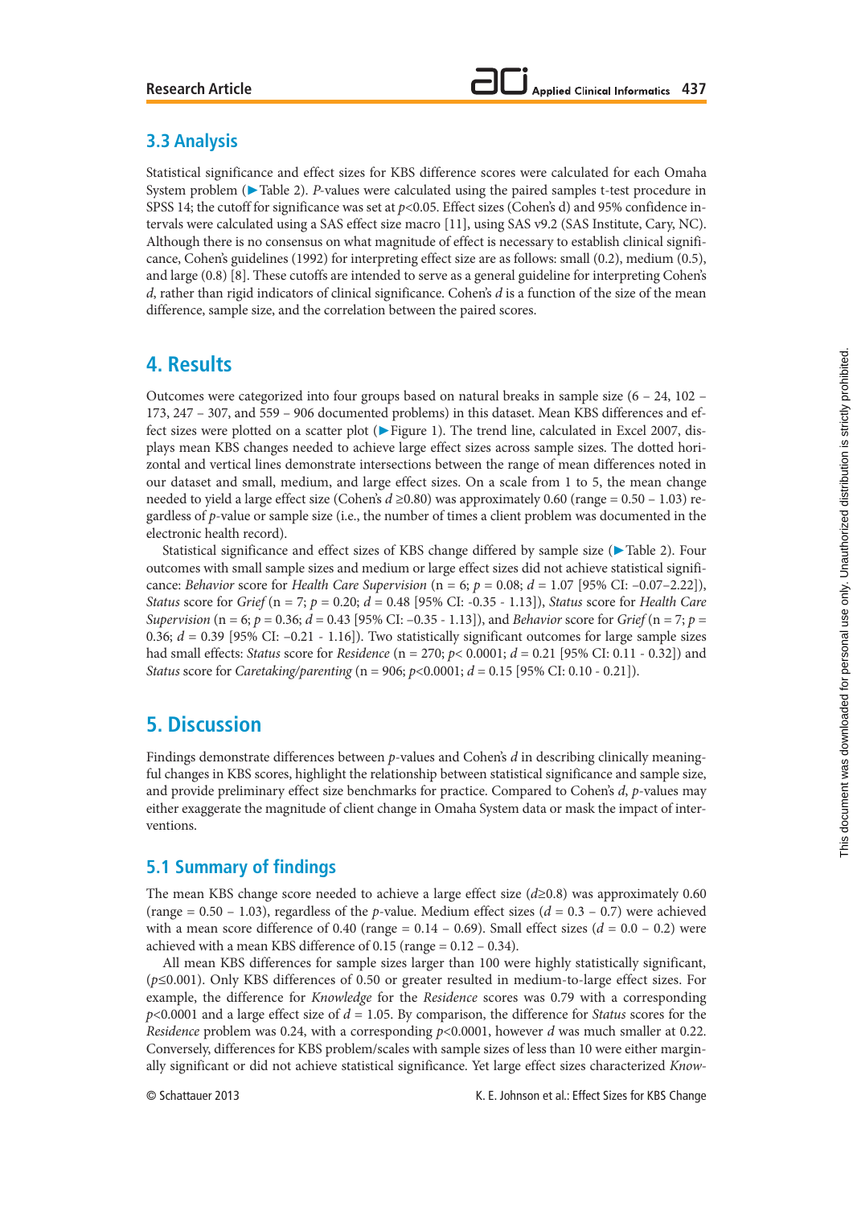## 3.3 Analysis

Statistical significance and effect sizes for KBS difference scores were calculated for each Omaha System problem (▶ Table 2). *P*-values were calculated using the paired samples t-test procedure in SPSS 14; the cutoff for significance was set at $p<0.05$. Effect sizes (Cohen's d) and 95% confidence intervals were calculated using a SAS effect size macro [11], using SAS v9.2 (SAS Institute, Cary, NC). Although there is no consensus on what magnitude of effect is necessary to establish clinical significance, Cohen's guidelines (1992) for interpreting effect size are as follows: small (0.2), medium (0.5), and large (0.8) [8]. These cutoffs are intended to serve as a general guideline for interpreting Cohen's *d*, rather than rigid indicators of clinical significance. Cohen's *d* is a function of the size of the mean difference, sample size, and the correlation between the paired scores.

# 4. Results

Outcomes were categorized into four groups based on natural breaks in sample size (6 – 24, 102 – 173, 247 – 307, and 559 – 906 documented problems) in this dataset. Mean KBS differences and effect sizes were plotted on a scatter plot (▶ Figure 1). The trend line, calculated in Excel 2007, displays mean KBS changes needed to achieve large effect sizes across sample sizes. The dotted horizontal and vertical lines demonstrate intersections between the range of mean differences noted in our dataset and small, medium, and large effect sizes. On a scale from 1 to 5, the mean change needed to yield a large effect size (Cohen's $d \geq 0.80$) was approximately 0.60 (range = 0.50 – 1.03) regardless of *p*-value or sample size (i.e., the number of times a client problem was documented in the electronic health record).

Statistical significance and effect sizes of KBS change differed by sample size (▶ Table 2). Four outcomes with small sample sizes and medium or large effect sizes did not achieve statistical significance: *Behavior* score for *Health Care Supervision* (n = 6; $p = 0.08$; $d = 1.07$ [95% CI: –0.07–2.22]), *Status* score for *Grief* (n = 7; $p = 0.20$; $d = 0.48$ [95% CI: -0.35 - 1.13]), *Status* score for *Health Care Supervision* (n = 6; $p = 0.36$; $d = 0.43$ [95% CI: –0.35 - 1.13]), and *Behavior* score for *Grief* (n = 7; $p = 0.36$; $d = 0.39$ [95% CI: –0.21 - 1.16]). Two statistically significant outcomes for large sample sizes had small effects: *Status* score for *Residence* (n = 270; $p< 0.0001$; $d = 0.21$ [95% CI: 0.11 - 0.32]) and *Status* score for *Caretaking/parenting* (n = 906; $p<0.0001$; $d = 0.15$ [95% CI: 0.10 - 0.21]).

# 5. Discussion

Findings demonstrate differences between *p*-values and Cohen's *d* in describing clinically meaningful changes in KBS scores, highlight the relationship between statistical significance and sample size, and provide preliminary effect size benchmarks for practice. Compared to Cohen's *d*, *p*-values may either exaggerate the magnitude of client change in Omaha System data or mask the impact of interventions.

## 5.1 Summary of findings

The mean KBS change score needed to achieve a large effect size ($d \geq 0.8$) was approximately 0.60 (range = 0.50 – 1.03), regardless of the *p*-value. Medium effect sizes ($d$ = 0.3 – 0.7) were achieved with a mean score difference of 0.40 (range = 0.14 – 0.69). Small effect sizes ($d$ = 0.0 – 0.2) were achieved with a mean KBS difference of 0.15 (range = 0.12 – 0.34).

All mean KBS differences for sample sizes larger than 100 were highly statistically significant, ($p \leq 0.001$). Only KBS differences of 0.50 or greater resulted in medium-to-large effect sizes. For example, the difference for *Knowledge* for the *Residence* scores was 0.79 with a corresponding $p<0.0001$ and a large effect size of $d = 1.05$. By comparison, the difference for *Status* scores for the *Residence* problem was 0.24, with a corresponding $p<0.0001$, however *d* was much smaller at 0.22. Conversely, differences for KBS problem/scales with sample sizes of less than 10 were either marginally significant or did not achieve statistical significance. Yet large effect sizes characterized *Know-*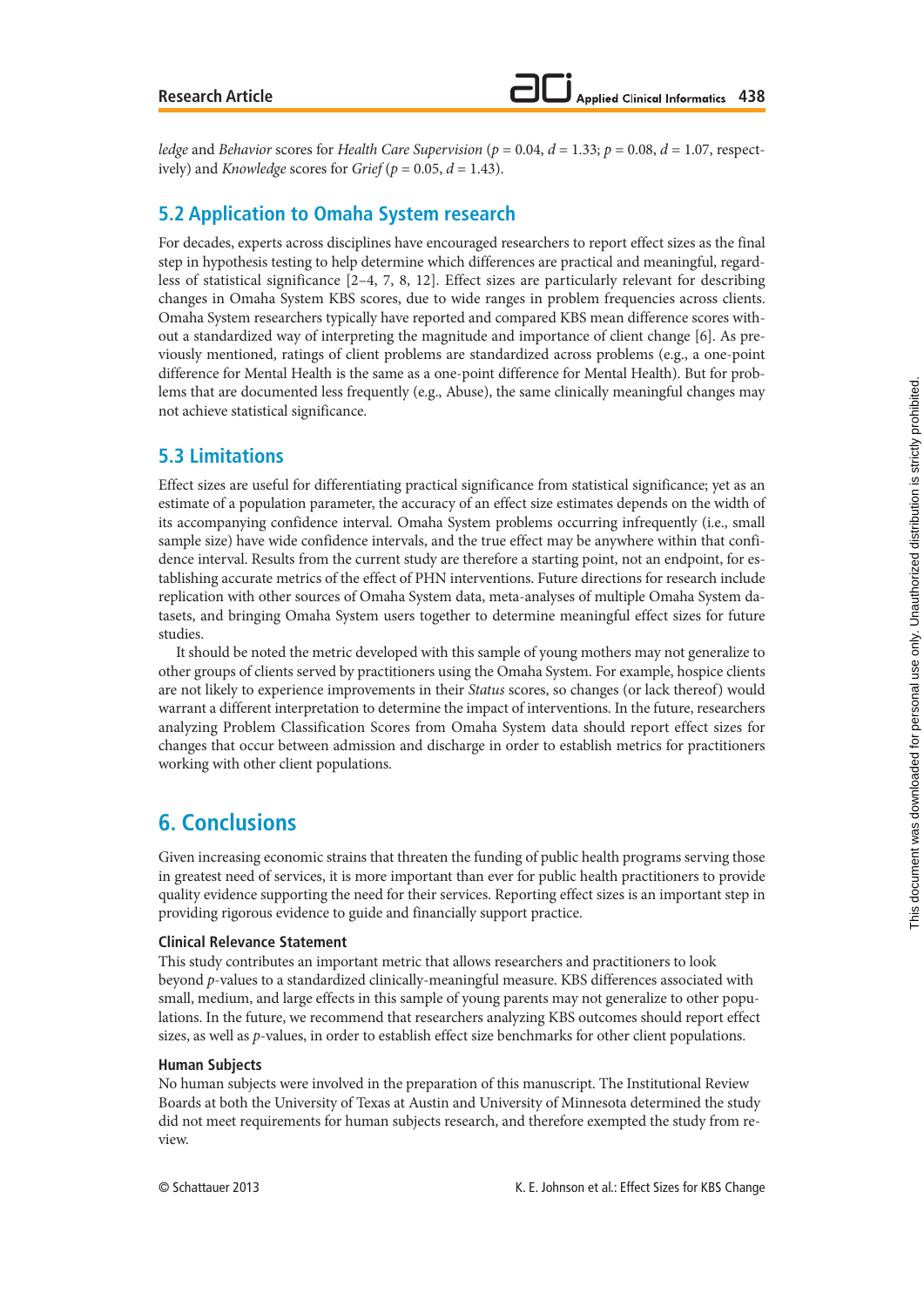*ledge* and *Behavior* scores for *Health Care Supervision* ($p = 0.04$, $d = 1.33$; $p = 0.08$, $d = 1.07$, respectively) and *Knowledge* scores for *Grief* ($p = 0.05$, $d = 1.43$).

## 5.2 Application to Omaha System research

For decades, experts across disciplines have encouraged researchers to report effect sizes as the final step in hypothesis testing to help determine which differences are practical and meaningful, regardless of statistical significance [2–4, 7, 8, 12]. Effect sizes are particularly relevant for describing changes in Omaha System KBS scores, due to wide ranges in problem frequencies across clients. Omaha System researchers typically have reported and compared KBS mean difference scores without a standardized way of interpreting the magnitude and importance of client change [6]. As previously mentioned, ratings of client problems are standardized across problems (e.g., a one-point difference for Mental Health is the same as a one-point difference for Mental Health). But for problems that are documented less frequently (e.g., Abuse), the same clinically meaningful changes may not achieve statistical significance.

## 5.3 Limitations

Effect sizes are useful for differentiating practical significance from statistical significance; yet as an estimate of a population parameter, the accuracy of an effect size estimates depends on the width of its accompanying confidence interval. Omaha System problems occurring infrequently (i.e., small sample size) have wide confidence intervals, and the true effect may be anywhere within that confidence interval. Results from the current study are therefore a starting point, not an endpoint, for establishing accurate metrics of the effect of PHN interventions. Future directions for research include replication with other sources of Omaha System data, meta-analyses of multiple Omaha System datasets, and bringing Omaha System users together to determine meaningful effect sizes for future studies.

It should be noted the metric developed with this sample of young mothers may not generalize to other groups of clients served by practitioners using the Omaha System. For example, hospice clients are not likely to experience improvements in their *Status* scores, so changes (or lack thereof) would warrant a different interpretation to determine the impact of interventions. In the future, researchers analyzing Problem Classification Scores from Omaha System data should report effect sizes for changes that occur between admission and discharge in order to establish metrics for practitioners working with other client populations.

# 6. Conclusions

Given increasing economic strains that threaten the funding of public health programs serving those in greatest need of services, it is more important than ever for public health practitioners to provide quality evidence supporting the need for their services. Reporting effect sizes is an important step in providing rigorous evidence to guide and financially support practice.

### Clinical Relevance Statement

This study contributes an important metric that allows researchers and practitioners to look beyond *p*-values to a standardized clinically-meaningful measure. KBS differences associated with small, medium, and large effects in this sample of young parents may not generalize to other populations. In the future, we recommend that researchers analyzing KBS outcomes should report effect sizes, as well as *p*-values, in order to establish effect size benchmarks for other client populations.

### Human Subjects

No human subjects were involved in the preparation of this manuscript. The Institutional Review Boards at both the University of Texas at Austin and University of Minnesota determined the study did not meet requirements for human subjects research, and therefore exempted the study from review.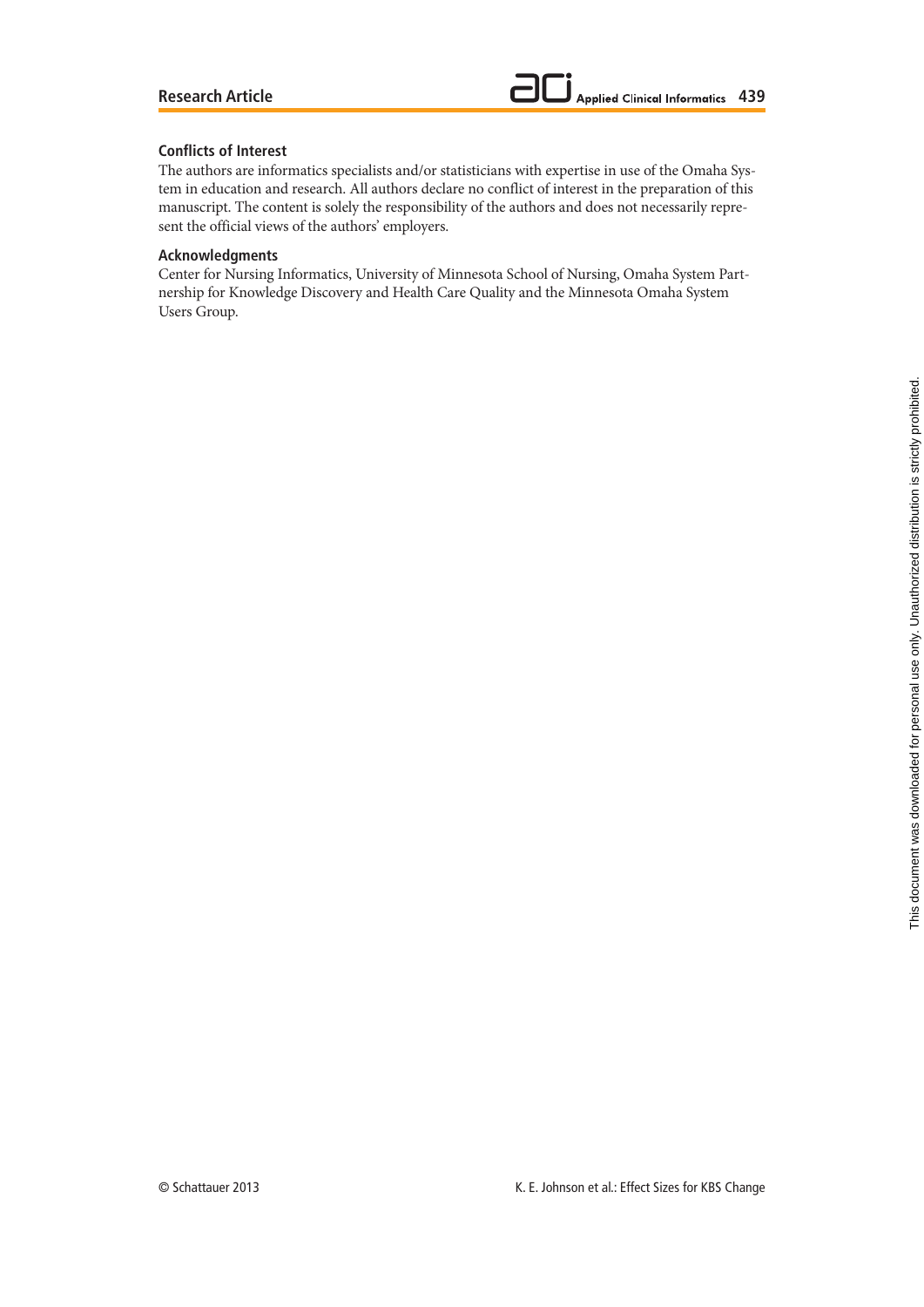## Conflicts of Interest

The authors are informatics specialists and/or statisticians with expertise in use of the Omaha System in education and research. All authors declare no conflict of interest in the preparation of this manuscript. The content is solely the responsibility of the authors and does not necessarily represent the official views of the authors' employers.

## Acknowledgments

Center for Nursing Informatics, University of Minnesota School of Nursing, Omaha System Partnership for Knowledge Discovery and Health Care Quality and the Minnesota Omaha System Users Group.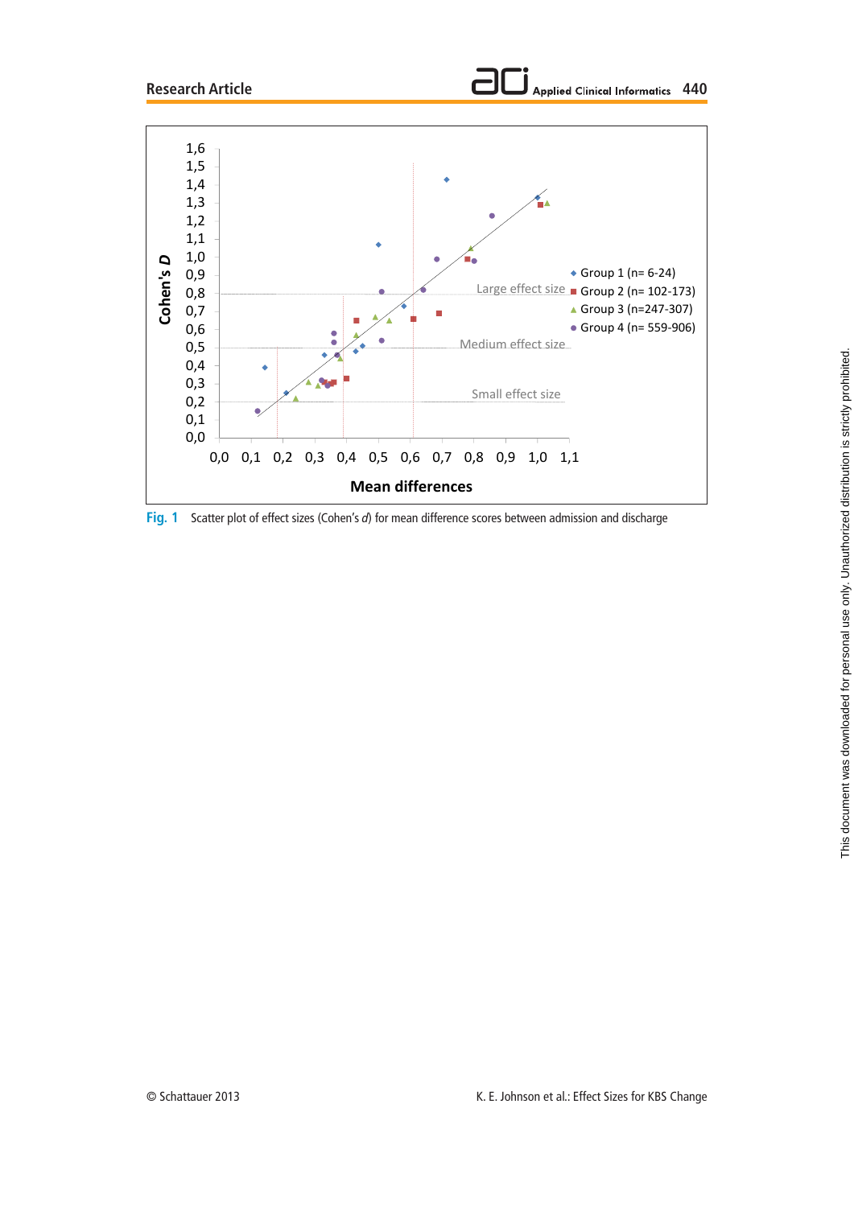Fig. 1 Scatter plot of effect sizes (Cohen's *d*) for mean difference scores between admission and discharge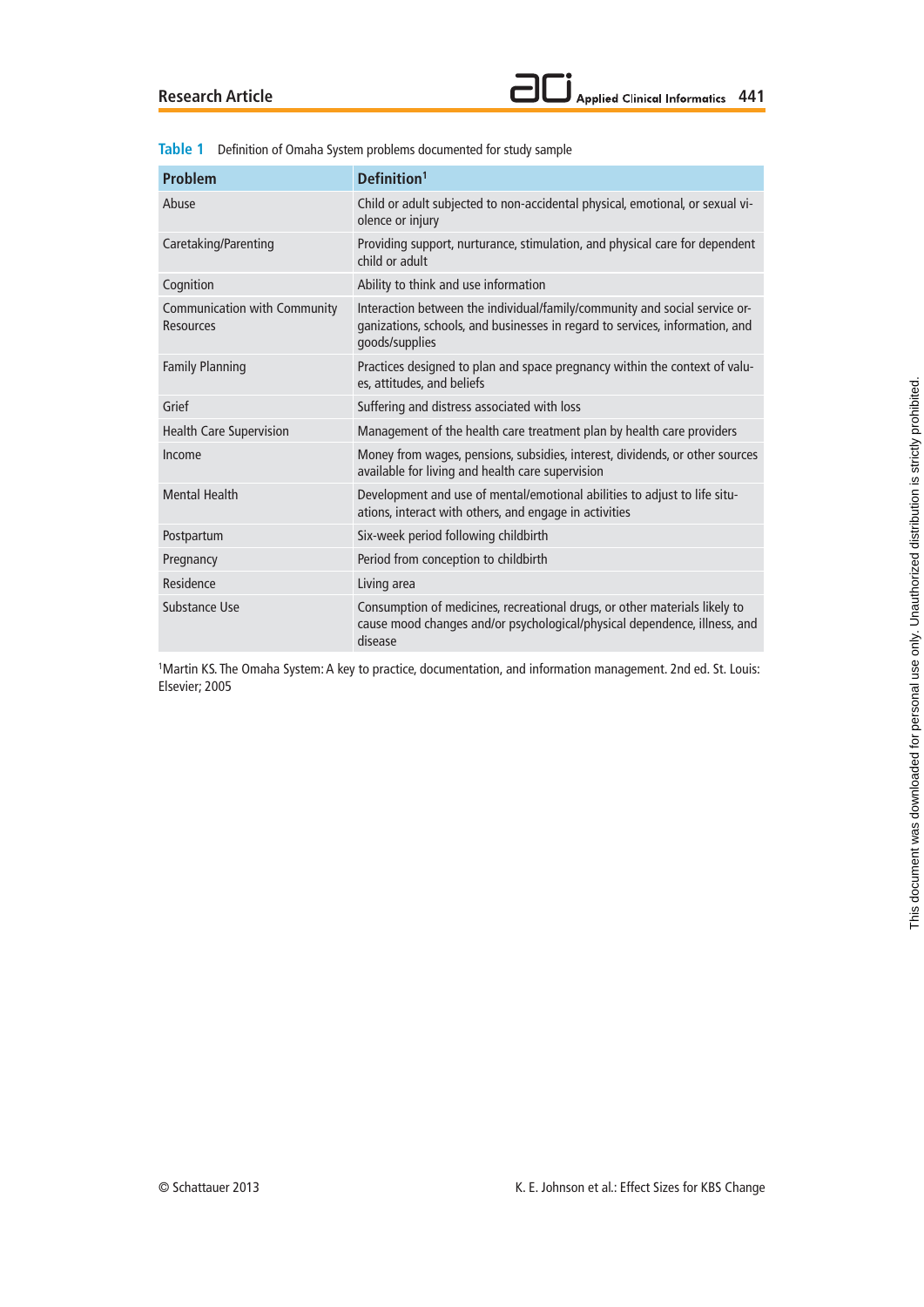**Table 1** Definition of Omaha System problems documented for study sample

| Problem | Definition[1] |
|---|---|
| Abuse | Child or adult subjected to non-accidental physical, emotional, or sexual violence or injury |
| Caretaking/Parenting | Providing support, nurturance, stimulation, and physical care for dependent child or adult |
| Cognition | Ability to think and use information |
| Communication with Community Resources | Interaction between the individual/family/community and social service organizations, schools, and businesses in regard to services, information, and goods/supplies |
| Family Planning | Practices designed to plan and space pregnancy within the context of values, attitudes, and beliefs |
| Grief | Suffering and distress associated with loss |
| Health Care Supervision | Management of the health care treatment plan by health care providers |
| Income | Money from wages, pensions, subsidies, interest, dividends, or other sources available for living and health care supervision |
| Mental Health | Development and use of mental/emotional abilities to adjust to life situations, interact with others, and engage in activities |
| Postpartum | Six-week period following childbirth |
| Pregnancy | Period from conception to childbirth |
| Residence | Living area |
| Substance Use | Consumption of medicines, recreational drugs, or other materials likely to cause mood changes and/or psychological/physical dependence, illness, and disease |

[1]Martin KS. The Omaha System: A key to practice, documentation, and information management. 2nd ed. St. Louis: Elsevier; 2005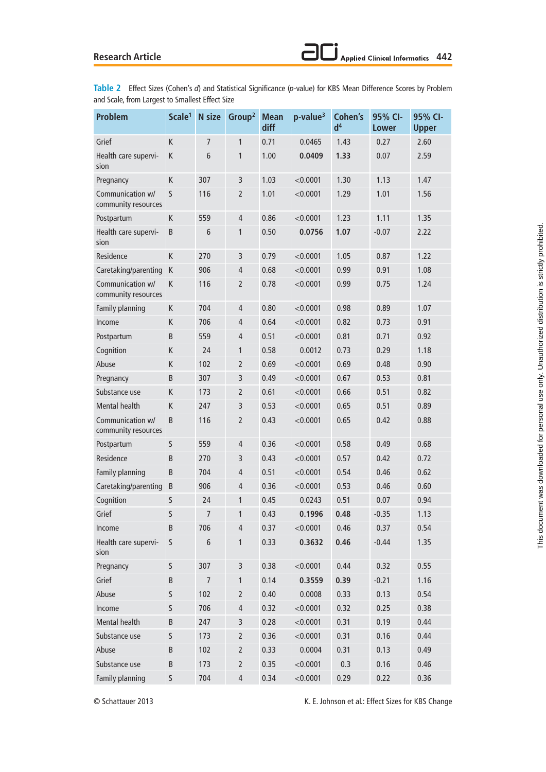**Table 2** Effect Sizes (Cohen's *d*) and Statistical Significance (*p*-value) for KBS Mean Difference Scores by Problem and Scale, from Largest to Smallest Effect Size

| Problem | Scale[1] | N size | Group[2] | Mean diff | p-value[3] | Cohen's d[4] | 95% CI-Lower | 95% CI-Upper |
|---|---|---|---|---|---|---|---|---|
| Grief | K | 7 | 1 | 0.71 | 0.0465 | 1.43 | 0.27 | 2.60 |
| Health care supervision | K | 6 | 1 | 1.00 | **0.0409** | **1.33** | 0.07 | 2.59 |
| Pregnancy | K | 307 | 3 | 1.03 | <0.0001 | 1.30 | 1.13 | 1.47 |
| Communication w/ community resources | S | 116 | 2 | 1.01 | <0.0001 | 1.29 | 1.01 | 1.56 |
| Postpartum | K | 559 | 4 | 0.86 | <0.0001 | 1.23 | 1.11 | 1.35 |
| Health care supervision | B | 6 | 1 | 0.50 | **0.0756** | **1.07** | -0.07 | 2.22 |
| Residence | K | 270 | 3 | 0.79 | <0.0001 | 1.05 | 0.87 | 1.22 |
| Caretaking/parenting | K | 906 | 4 | 0.68 | <0.0001 | 0.99 | 0.91 | 1.08 |
| Communication w/ community resources | K | 116 | 2 | 0.78 | <0.0001 | 0.99 | 0.75 | 1.24 |
| Family planning | K | 704 | 4 | 0.80 | <0.0001 | 0.98 | 0.89 | 1.07 |
| Income | K | 706 | 4 | 0.64 | <0.0001 | 0.82 | 0.73 | 0.91 |
| Postpartum | B | 559 | 4 | 0.51 | <0.0001 | 0.81 | 0.71 | 0.92 |
| Cognition | K | 24 | 1 | 0.58 | 0.0012 | 0.73 | 0.29 | 1.18 |
| Abuse | K | 102 | 2 | 0.69 | <0.0001 | 0.69 | 0.48 | 0.90 |
| Pregnancy | B | 307 | 3 | 0.49 | <0.0001 | 0.67 | 0.53 | 0.81 |
| Substance use | K | 173 | 2 | 0.61 | <0.0001 | 0.66 | 0.51 | 0.82 |
| Mental health | K | 247 | 3 | 0.53 | <0.0001 | 0.65 | 0.51 | 0.89 |
| Communication w/ community resources | B | 116 | 2 | 0.43 | <0.0001 | 0.65 | 0.42 | 0.88 |
| Postpartum | S | 559 | 4 | 0.36 | <0.0001 | 0.58 | 0.49 | 0.68 |
| Residence | B | 270 | 3 | 0.43 | <0.0001 | 0.57 | 0.42 | 0.72 |
| Family planning | B | 704 | 4 | 0.51 | <0.0001 | 0.54 | 0.46 | 0.62 |
| Caretaking/parenting | B | 906 | 4 | 0.36 | <0.0001 | 0.53 | 0.46 | 0.60 |
| Cognition | S | 24 | 1 | 0.45 | 0.0243 | 0.51 | 0.07 | 0.94 |
| Grief | S | 7 | 1 | 0.43 | **0.1996** | **0.48** | -0.35 | 1.13 |
| Income | B | 706 | 4 | 0.37 | <0.0001 | 0.46 | 0.37 | 0.54 |
| Health care supervision | S | 6 | 1 | 0.33 | **0.3632** | **0.46** | -0.44 | 1.35 |
| Pregnancy | S | 307 | 3 | 0.38 | <0.0001 | 0.44 | 0.32 | 0.55 |
| Grief | B | 7 | 1 | 0.14 | **0.3559** | **0.39** | -0.21 | 1.16 |
| Abuse | S | 102 | 2 | 0.40 | 0.0008 | 0.33 | 0.13 | 0.54 |
| Income | S | 706 | 4 | 0.32 | <0.0001 | 0.32 | 0.25 | 0.38 |
| Mental health | B | 247 | 3 | 0.28 | <0.0001 | 0.31 | 0.19 | 0.44 |
| Substance use | S | 173 | 2 | 0.36 | <0.0001 | 0.31 | 0.16 | 0.44 |
| Abuse | B | 102 | 2 | 0.33 | 0.0004 | 0.31 | 0.13 | 0.49 |
| Substance use | B | 173 | 2 | 0.35 | <0.0001 | 0.3 | 0.16 | 0.46 |
| Family planning | S | 704 | 4 | 0.34 | <0.0001 | 0.29 | 0.22 | 0.36 |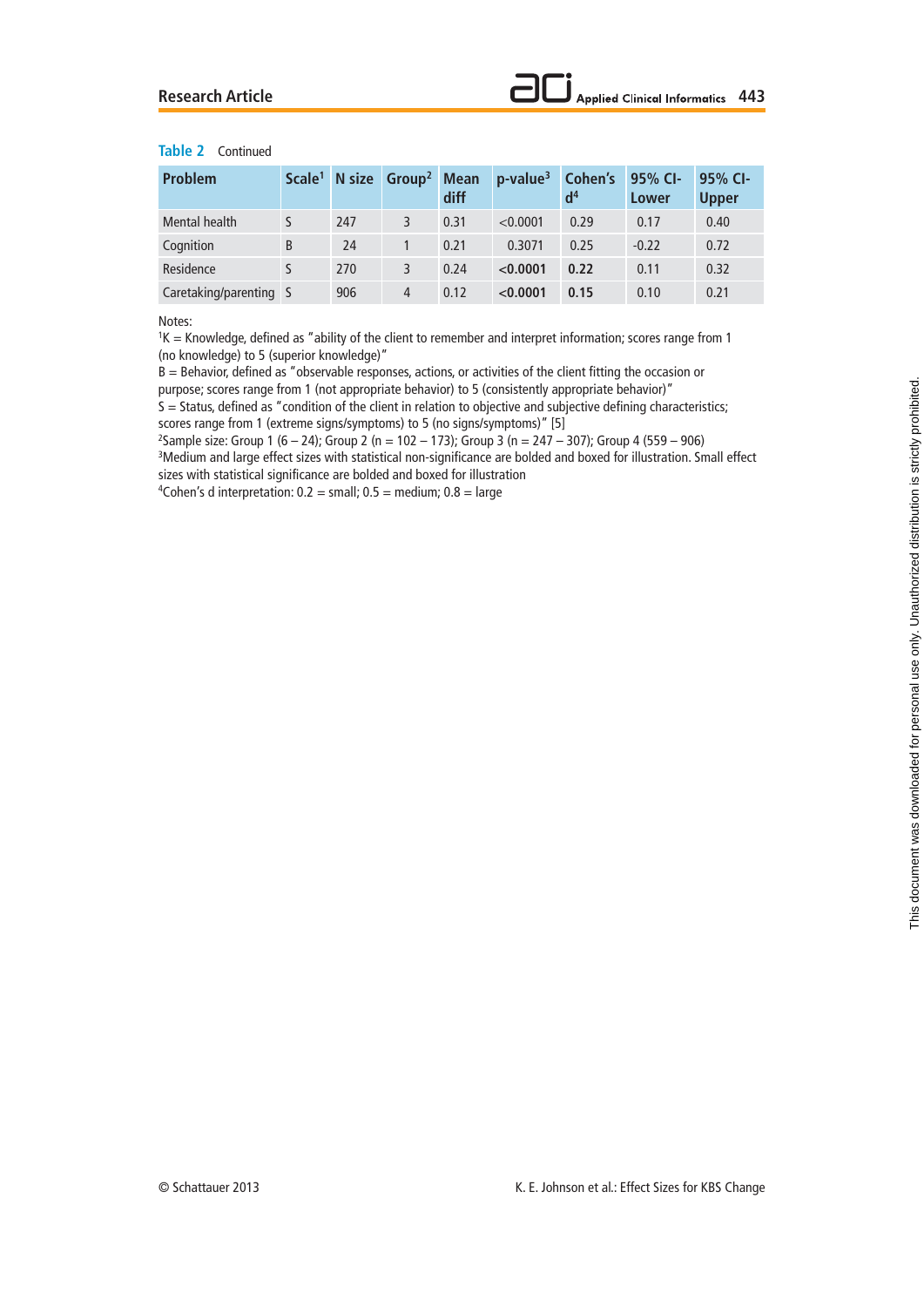**Table 2** Continued

| Problem | Scale[1] | N size | Group[2] | Mean diff | p-value[3] | Cohen's d[4] | 95% CI-Lower | 95% CI-Upper |
|---|---|---|---|---|---|---|---|---|
| Mental health | S | 247 | 3 | 0.31 | <0.0001 | 0.29 | 0.17 | 0.40 |
| Cognition | B | 24 | 1 | 0.21 | 0.3071 | 0.25 | -0.22 | 0.72 |
| Residence | S | 270 | 3 | 0.24 | **<0.0001** | **0.22** | 0.11 | 0.32 |
| Caretaking/parenting | S | 906 | 4 | 0.12 | **<0.0001** | **0.15** | 0.10 | 0.21 |

Notes:

[1]K = Knowledge, defined as "ability of the client to remember and interpret information; scores range from 1 (no knowledge) to 5 (superior knowledge)"

B = Behavior, defined as "observable responses, actions, or activities of the client fitting the occasion or purpose; scores range from 1 (not appropriate behavior) to 5 (consistently appropriate behavior)"

S = Status, defined as "condition of the client in relation to objective and subjective defining characteristics; scores range from 1 (extreme signs/symptoms) to 5 (no signs/symptoms)" [5]

[2]Sample size: Group 1 (6 – 24); Group 2 (n = 102 – 173); Group 3 (n = 247 – 307); Group 4 (559 – 906)

[3]Medium and large effect sizes with statistical non-significance are bolded and boxed for illustration. Small effect sizes with statistical significance are bolded and boxed for illustration

[4]Cohen's d interpretation: 0.2 = small; 0.5 = medium; 0.8 = large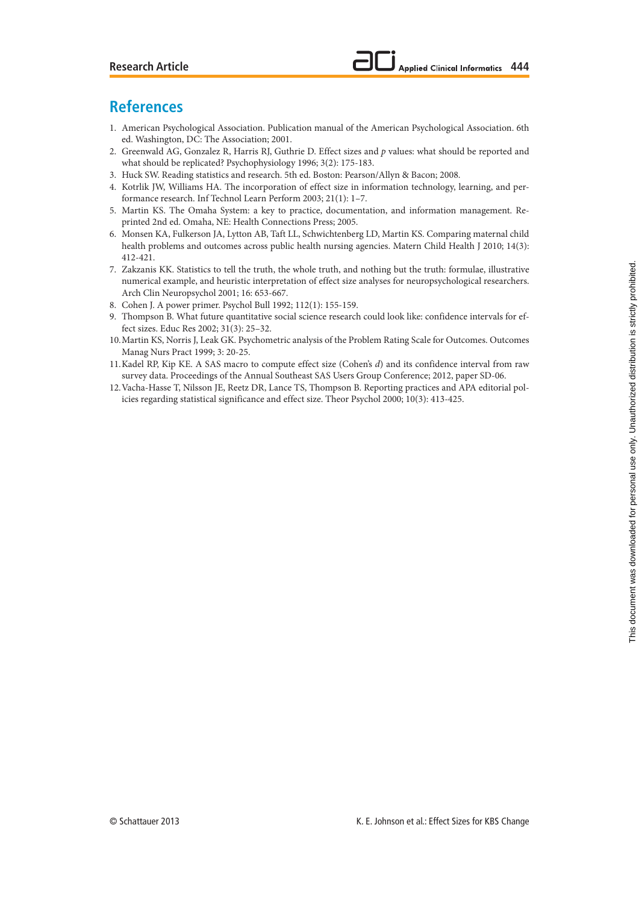## References

1. American Psychological Association. Publication manual of the American Psychological Association. 6th ed. Washington, DC: The Association; 2001.
2. Greenwald AG, Gonzalez R, Harris RJ, Guthrie D. Effect sizes and *p* values: what should be reported and what should be replicated? Psychophysiology 1996; 3(2): 175-183.
3. Huck SW. Reading statistics and research. 5th ed. Boston: Pearson/Allyn & Bacon; 2008.
4. Kotrlik JW, Williams HA. The incorporation of effect size in information technology, learning, and performance research. Inf Technol Learn Perform 2003; 21(1): 1–7.
5. Martin KS. The Omaha System: a key to practice, documentation, and information management. Reprinted 2nd ed. Omaha, NE: Health Connections Press; 2005.
6. Monsen KA, Fulkerson JA, Lytton AB, Taft LL, Schwichtenberg LD, Martin KS. Comparing maternal child health problems and outcomes across public health nursing agencies. Matern Child Health J 2010; 14(3): 412-421.
7. Zakzanis KK. Statistics to tell the truth, the whole truth, and nothing but the truth: formulae, illustrative numerical example, and heuristic interpretation of effect size analyses for neuropsychological researchers. Arch Clin Neuropsychol 2001; 16: 653-667.
8. Cohen J. A power primer. Psychol Bull 1992; 112(1): 155-159.
9. Thompson B. What future quantitative social science research could look like: confidence intervals for effect sizes. Educ Res 2002; 31(3): 25–32.
10. Martin KS, Norris J, Leak GK. Psychometric analysis of the Problem Rating Scale for Outcomes. Outcomes Manag Nurs Pract 1999; 3: 20-25.
11. Kadel RP, Kip KE. A SAS macro to compute effect size (Cohen's *d*) and its confidence interval from raw survey data. Proceedings of the Annual Southeast SAS Users Group Conference; 2012, paper SD-06.
12. Vacha-Hasse T, Nilsson JE, Reetz DR, Lance TS, Thompson B. Reporting practices and APA editorial policies regarding statistical significance and effect size. Theor Psychol 2000; 10(3): 413-425.